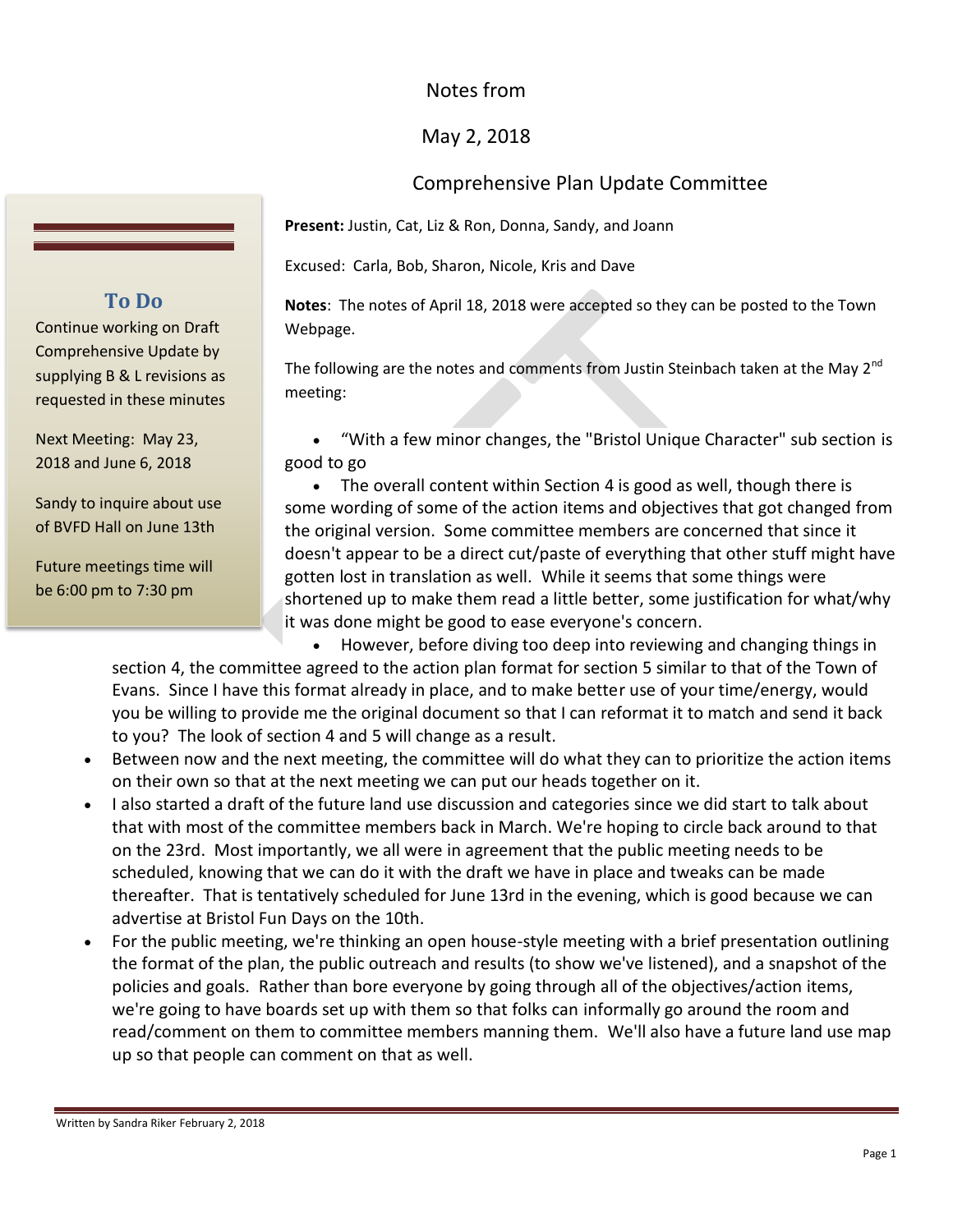Notes from

May 2, 2018

Comprehensive Plan Update Committee

## To Do

Continue working on Draft Comprehensive Update by supplying B & L revisions as requested in these minutes

Next Meeting: May 23, 2018 and June 6, 2018

Sandy to inquire about use of BVFD Hall on June 13th

Future meetings time will be 6:00 pm to 7:30 pm

**Present:** Justin, Cat, Liz & Ron, Donna, Sandy, and Joann

Excused: Carla, Bob, Sharon, Nicole, Kris and Dave

**Notes**: The notes of April 18, 2018 were accepted so they can be posted to the Town Webpage.

The following are the notes and comments from Justin Steinbach taken at the May 2nd meeting:

- "With a few minor changes, the "Bristol Unique Character" sub section is good to go
- The overall content within Section 4 is good as well, though there is some wording of some of the action items and objectives that got changed from the original version. Some committee members are concerned that since it doesn't appear to be a direct cut/paste of everything that other stuff might have gotten lost in translation as well. While it seems that some things were shortened up to make them read a little better, some justification for what/why it was done might be good to ease everyone's concern.
- However, before diving too deep into reviewing and changing things in section 4, the committee agreed to the action plan format for section 5 similar to that of the Town of Evans. Since I have this format already in place, and to make better use of your time/energy, would you be willing to provide me the original document so that I can reformat it to match and send it back to you? The look of section 4 and 5 will change as a result.
- Between now and the next meeting, the committee will do what they can to prioritize the action items on their own so that at the next meeting we can put our heads together on it.
- I also started a draft of the future land use discussion and categories since we did start to talk about that with most of the committee members back in March. We're hoping to circle back around to that on the 23rd. Most importantly, we all were in agreement that the public meeting needs to be scheduled, knowing that we can do it with the draft we have in place and tweaks can be made thereafter. That is tentatively scheduled for June 13rd in the evening, which is good because we can advertise at Bristol Fun Days on the 10th.
- For the public meeting, we're thinking an open house-style meeting with a brief presentation outlining the format of the plan, the public outreach and results (to show we've listened), and a snapshot of the policies and goals. Rather than bore everyone by going through all of the objectives/action items, we're going to have boards set up with them so that folks can informally go around the room and read/comment on them to committee members manning them. We'll also have a future land use map up so that people can comment on that as well.

Written by Sandra Riker February 2, 2018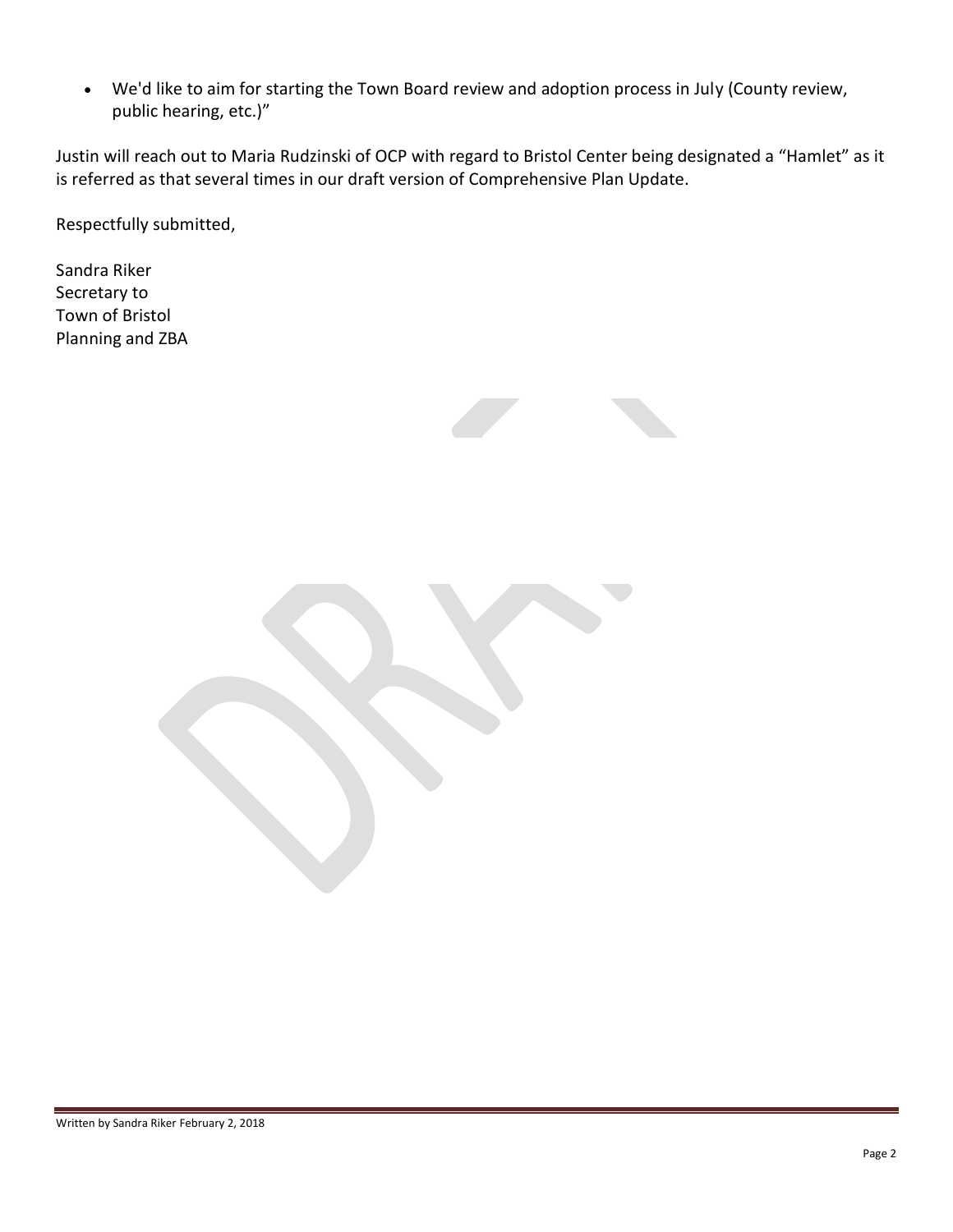- We'd like to aim for starting the Town Board review and adoption process in July (County review, public hearing, etc.)"

Justin will reach out to Maria Rudzinski of OCP with regard to Bristol Center being designated a "Hamlet" as it is referred as that several times in our draft version of Comprehensive Plan Update.

Respectfully submitted,

Sandra Riker
Secretary to
Town of Bristol
Planning and ZBA